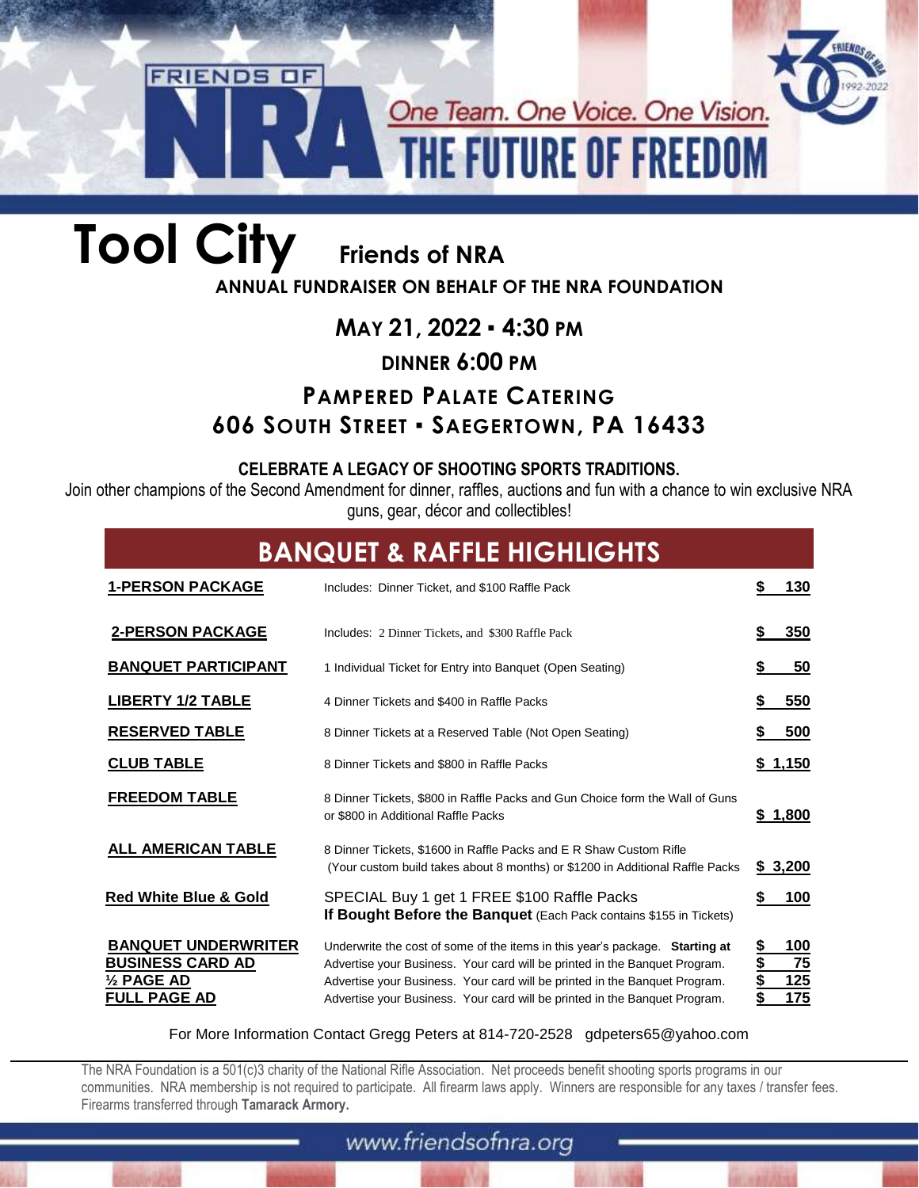FRIENDS OF NRA

One Team. One Voice. One Vision.

THE FUTURE OF FREEDOM

# Tool City Friends of NRA

**ANNUAL FUNDRAISER ON BEHALF OF THE NRA FOUNDATION**

## MAY 21, 2022 ▪ 4:30 PM

### DINNER 6:00 PM

### PAMPERED PALATE CATERING

### 606 SOUTH STREET ▪ SAEGERTOWN, PA 16433

**CELEBRATE A LEGACY OF SHOOTING SPORTS TRADITIONS.**

Join other champions of the Second Amendment for dinner, raffles, auctions and fun with a chance to win exclusive NRA guns, gear, décor and collectibles!

## BANQUET & RAFFLE HIGHLIGHTS

| Package | Description | Price |
|---|---|---|
| **1-PERSON PACKAGE** | Includes: Dinner Ticket, and $100 Raffle Pack | $ 130 |
| **2-PERSON PACKAGE** | Includes: 2 Dinner Tickets, and $300 Raffle Pack | $ 350 |
| **BANQUET PARTICIPANT** | 1 Individual Ticket for Entry into Banquet (Open Seating) | $ 50 |
| **LIBERTY 1/2 TABLE** | 4 Dinner Tickets and $400 in Raffle Packs | $ 550 |
| **RESERVED TABLE** | 8 Dinner Tickets at a Reserved Table (Not Open Seating) | $ 500 |
| **CLUB TABLE** | 8 Dinner Tickets and $800 in Raffle Packs | $ 1,150 |
| **FREEDOM TABLE** | 8 Dinner Tickets, $800 in Raffle Packs and Gun Choice form the Wall of Guns or $800 in Additional Raffle Packs | $ 1,800 |
| **ALL AMERICAN TABLE** | 8 Dinner Tickets, $1600 in Raffle Packs and E R Shaw Custom Rifle (Your custom build takes about 8 months) or $1200 in Additional Raffle Packs | $ 3,200 |
| **Red White Blue & Gold** | SPECIAL Buy 1 get 1 FREE $100 Raffle Packs **If Bought Before the Banquet** (Each Pack contains $155 in Tickets) | $ 100 |
| **BANQUET UNDERWRITER** | Underwrite the cost of some of the items in this year's package. **Starting at** | $ 100 |
| **BUSINESS CARD AD** | Advertise your Business. Your card will be printed in the Banquet Program. | $ 75 |
| **½ PAGE AD** | Advertise your Business. Your card will be printed in the Banquet Program. | $ 125 |
| **FULL PAGE AD** | Advertise your Business. Your card will be printed in the Banquet Program. | $ 175 |

For More Information Contact Gregg Peters at 814-720-2528 gdpeters65@yahoo.com

The NRA Foundation is a 501(c)3 charity of the National Rifle Association. Net proceeds benefit shooting sports programs in our communities. NRA membership is not required to participate. All firearm laws apply. Winners are responsible for any taxes / transfer fees. Firearms transferred through **Tamarack Armory.**

www.friendsofnra.org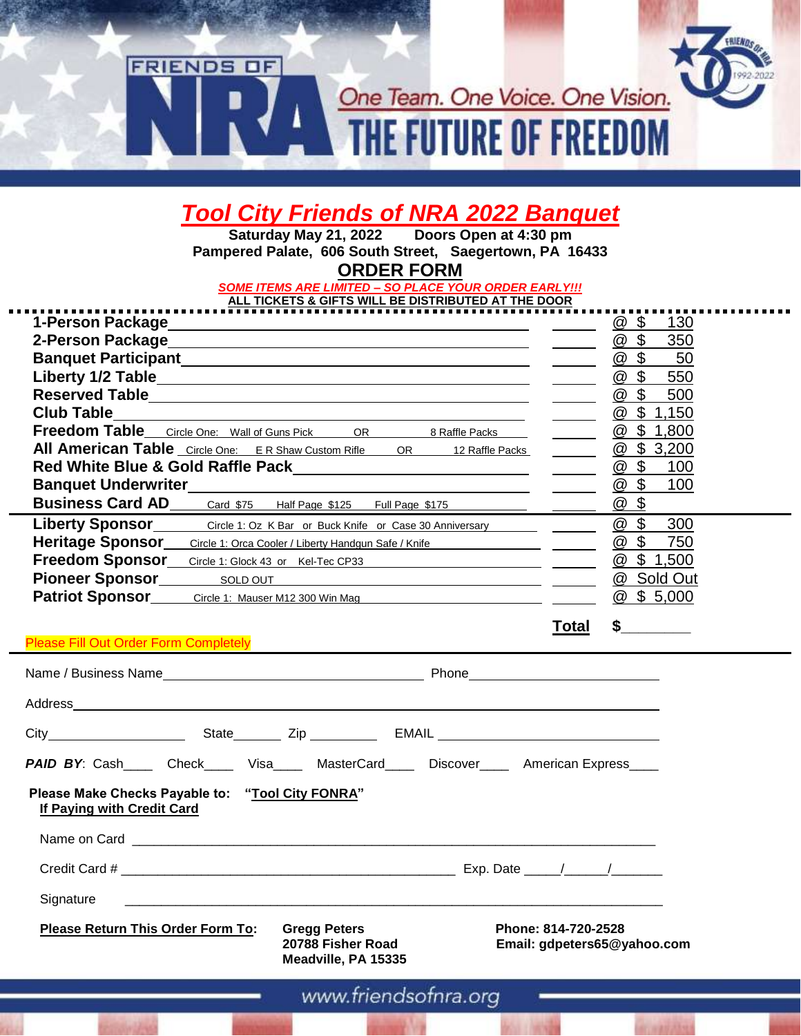FRIENDS OF NRA

One Team. One Voice. One Vision.

THE FUTURE OF FREEDOM

# Tool City Friends of NRA 2022 Banquet

**Saturday May 21, 2022 Doors Open at 4:30 pm**

**Pampered Palate, 606 South Street, Saegertown, PA 16433**

## ORDER FORM

***SOME ITEMS ARE LIMITED – SO PLACE YOUR ORDER EARLY!!!***

**ALL TICKETS & GIFTS WILL BE DISTRIBUTED AT THE DOOR**

| | | Qty | Price |
|---|---|---|---|
| **1-Person Package** | | ______ | @ $ 130 |
| **2-Person Package** | | ______ | @ $ 350 |
| **Banquet Participant** | | ______ | @ $ 50 |
| **Liberty 1/2 Table** | | ______ | @ $ 550 |
| **Reserved Table** | | ______ | @ $ 500 |
| **Club Table** | | ______ | @ $ 1,150 |
| **Freedom Table** | Circle One: Wall of Guns Pick OR 8 Raffle Packs | ______ | @ $ 1,800 |
| **All American Table** | Circle One: E R Shaw Custom Rifle OR 12 Raffle Packs | ______ | @ $ 3,200 |
| **Red White Blue & Gold Raffle Pack** | | ______ | @ $ 100 |
| **Banquet Underwriter** | | ______ | @ $ 100 |
| **Business Card AD** | Card $75 Half Page $125 Full Page $175 | ______ | @ $ |
| **Liberty Sponsor** | Circle 1: Oz K Bar or Buck Knife or Case 30 Anniversary | ______ | @ $ 300 |
| **Heritage Sponsor** | Circle 1: Orca Cooler / Liberty Handgun Safe / Knife | ______ | @ $ 750 |
| **Freedom Sponsor** | Circle 1: Glock 43 or Kel-Tec CP33 | ______ | @ $ 1,500 |
| **Pioneer Sponsor** | SOLD OUT | ______ | @ Sold Out |
| **Patriot Sponsor** | Circle 1: Mauser M12 300 Win Mag | ______ | @ $ 5,000 |
| | | **Total** | **$**________ |

Please Fill Out Order Form Completely

Name / Business Name______________________________ Phone____________________

Address______________________________________________________________

City________________ State______ Zip ________ EMAIL _________________________

***PAID BY***: Cash____ Check____ Visa____ MasterCard____ Discover____ American Express____

**Please Make Checks Payable to: "Tool City FONRA"**

**If Paying with Credit Card**

Name on Card ______________________________________________________________

Credit Card # ________________________________________ Exp. Date _____/_____/_______

Signature ______________________________________________________________

**Please Return This Order Form To:**

**Gregg Peters**
**20788 Fisher Road**
**Meadville, PA 15335**

**Phone: 814-720-2528**
**Email: gdpeters65@yahoo.com**

www.friendsofnra.org